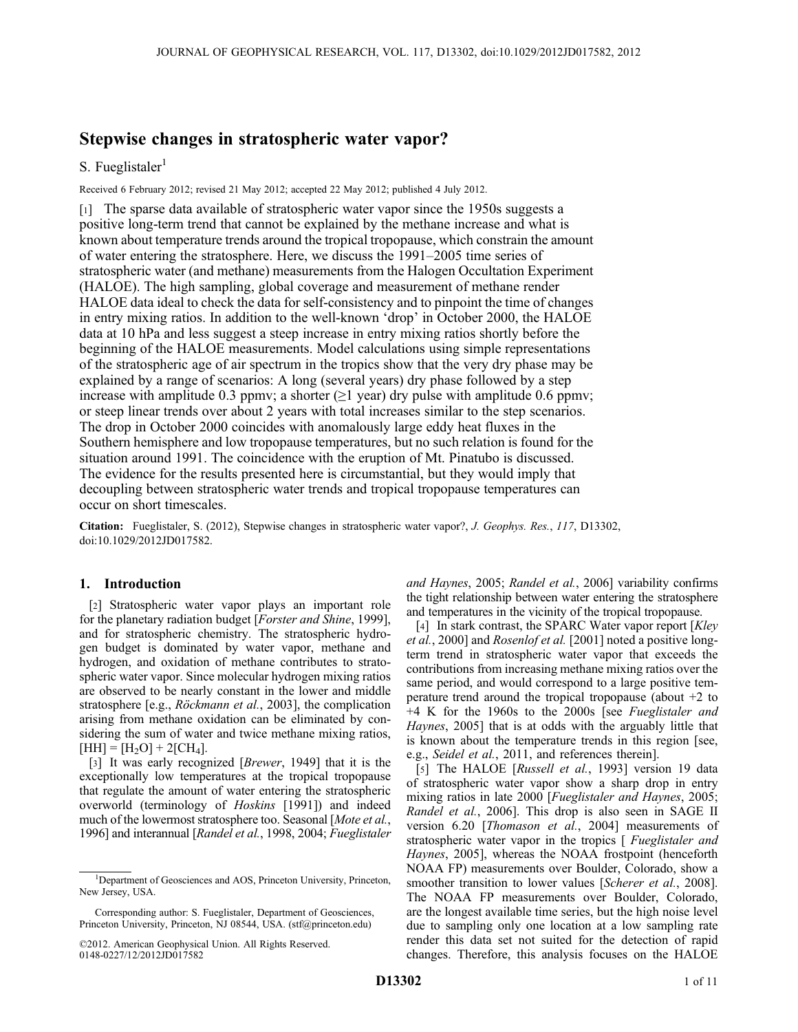# Stepwise changes in stratospheric water vapor?

S. Fueglistaler[1]

Received 6 February 2012; revised 21 May 2012; accepted 22 May 2012; published 4 July 2012.

[1] The sparse data available of stratospheric water vapor since the 1950s suggests a positive long-term trend that cannot be explained by the methane increase and what is known about temperature trends around the tropical tropopause, which constrain the amount of water entering the stratosphere. Here, we discuss the 1991–2005 time series of stratospheric water (and methane) measurements from the Halogen Occultation Experiment (HALOE). The high sampling, global coverage and measurement of methane render HALOE data ideal to check the data for self-consistency and to pinpoint the time of changes in entry mixing ratios. In addition to the well-known 'drop' in October 2000, the HALOE data at 10 hPa and less suggest a steep increase in entry mixing ratios shortly before the beginning of the HALOE measurements. Model calculations using simple representations of the stratospheric age of air spectrum in the tropics show that the very dry phase may be explained by a range of scenarios: A long (several years) dry phase followed by a step increase with amplitude 0.3 ppmv; a shorter (≥1 year) dry pulse with amplitude 0.6 ppmv; or steep linear trends over about 2 years with total increases similar to the step scenarios. The drop in October 2000 coincides with anomalously large eddy heat fluxes in the Southern hemisphere and low tropopause temperatures, but no such relation is found for the situation around 1991. The coincidence with the eruption of Mt. Pinatubo is discussed. The evidence for the results presented here is circumstantial, but they would imply that decoupling between stratospheric water trends and tropical tropopause temperatures can occur on short timescales.

**Citation:** Fueglistaler, S. (2012), Stepwise changes in stratospheric water vapor?, *J. Geophys. Res.*, *117*, D13302, doi:10.1029/2012JD017582.

## 1. Introduction

[2] Stratospheric water vapor plays an important role for the planetary radiation budget [*Forster and Shine*, 1999], and for stratospheric chemistry. The stratospheric hydrogen budget is dominated by water vapor, methane and hydrogen, and oxidation of methane contributes to stratospheric water vapor. Since molecular hydrogen mixing ratios are observed to be nearly constant in the lower and middle stratosphere [e.g., *Röckmann et al.*, 2003], the complication arising from methane oxidation can be eliminated by considering the sum of water and twice methane mixing ratios, $[HH] = [H_2O] + 2[CH_4]$.

[3] It was early recognized [*Brewer*, 1949] that it is the exceptionally low temperatures at the tropical tropopause that regulate the amount of water entering the stratospheric overworld (terminology of *Hoskins* [1991]) and indeed much of the lowermost stratosphere too. Seasonal [*Mote et al.*, 1996] and interannual [*Randel et al.*, 1998, 2004; *Fueglistaler and Haynes*, 2005; *Randel et al.*, 2006] variability confirms the tight relationship between water entering the stratosphere and temperatures in the vicinity of the tropical tropopause.

[4] In stark contrast, the SPARC Water vapor report [*Kley et al.*, 2000] and *Rosenlof et al.* [2001] noted a positive long-term trend in stratospheric water vapor that exceeds the contributions from increasing methane mixing ratios over the same period, and would correspond to a large positive temperature trend around the tropical tropopause (about +2 to +4 K for the 1960s to the 2000s [see *Fueglistaler and Haynes*, 2005] that is at odds with the arguably little that is known about the temperature trends in this region [see, e.g., *Seidel et al.*, 2011, and references therein].

[5] The HALOE [*Russell et al.*, 1993] version 19 data of stratospheric water vapor show a sharp drop in entry mixing ratios in late 2000 [*Fueglistaler and Haynes*, 2005; *Randel et al.*, 2006]. This drop is also seen in SAGE II version 6.20 [*Thomason et al.*, 2004] measurements of stratospheric water vapor in the tropics [ *Fueglistaler and Haynes*, 2005], whereas the NOAA frostpoint (henceforth NOAA FP) measurements over Boulder, Colorado, show a smoother transition to lower values [*Scherer et al.*, 2008]. The NOAA FP measurements over Boulder, Colorado, are the longest available time series, but the high noise level due to sampling only one location at a low sampling rate render this data set not suited for the detection of rapid changes. Therefore, this analysis focuses on the HALOE

[1] Department of Geosciences and AOS, Princeton University, Princeton, New Jersey, USA.

Corresponding author: S. Fueglistaler, Department of Geosciences, Princeton University, Princeton, NJ 08544, USA. (stf@princeton.edu)

©2012. American Geophysical Union. All Rights Reserved.
0148-0227/12/2012JD017582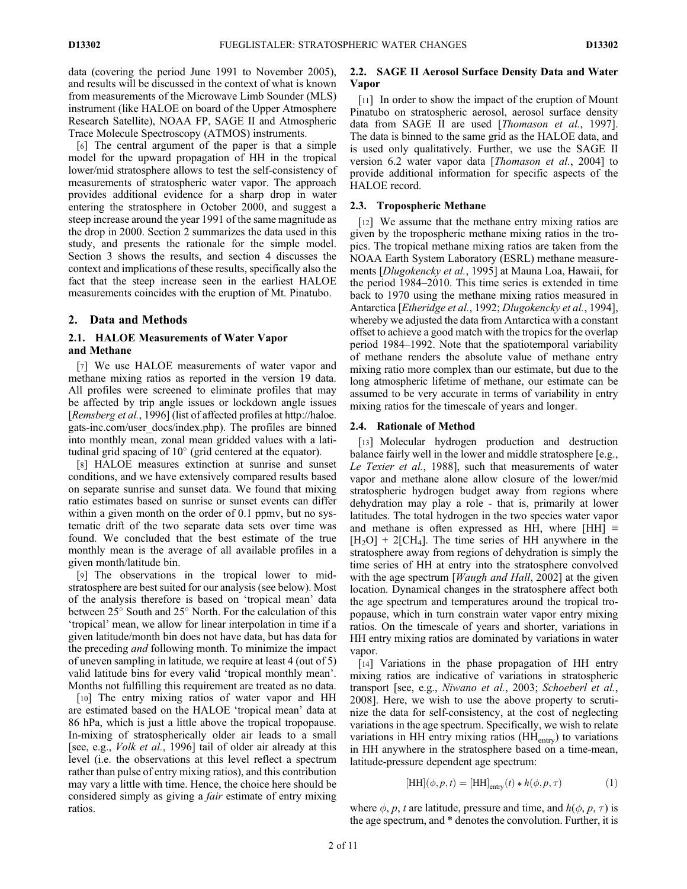data (covering the period June 1991 to November 2005), and results will be discussed in the context of what is known from measurements of the Microwave Limb Sounder (MLS) instrument (like HALOE on board of the Upper Atmosphere Research Satellite), NOAA FP, SAGE II and Atmospheric Trace Molecule Spectroscopy (ATMOS) instruments.

[6] The central argument of the paper is that a simple model for the upward propagation of HH in the tropical lower/mid stratosphere allows to test the self-consistency of measurements of stratospheric water vapor. The approach provides additional evidence for a sharp drop in water entering the stratosphere in October 2000, and suggest a steep increase around the year 1991 of the same magnitude as the drop in 2000. Section 2 summarizes the data used in this study, and presents the rationale for the simple model. Section 3 shows the results, and section 4 discusses the context and implications of these results, specifically also the fact that the steep increase seen in the earliest HALOE measurements coincides with the eruption of Mt. Pinatubo.

## 2. Data and Methods

### 2.1. HALOE Measurements of Water Vapor and Methane

[7] We use HALOE measurements of water vapor and methane mixing ratios as reported in the version 19 data. All profiles were screened to eliminate profiles that may be affected by trip angle issues or lockdown angle issues [*Remsberg et al.*, 1996] (list of affected profiles at http://haloe.gats-inc.com/user_docs/index.php). The profiles are binned into monthly mean, zonal mean gridded values with a latitudinal grid spacing of 10° (grid centered at the equator).

[8] HALOE measures extinction at sunrise and sunset conditions, and we have extensively compared results based on separate sunrise and sunset data. We found that mixing ratio estimates based on sunrise or sunset events can differ within a given month on the order of 0.1 ppmv, but no systematic drift of the two separate data sets over time was found. We concluded that the best estimate of the true monthly mean is the average of all available profiles in a given month/latitude bin.

[9] The observations in the tropical lower to mid-stratosphere are best suited for our analysis (see below). Most of the analysis therefore is based on 'tropical mean' data between 25° South and 25° North. For the calculation of this 'tropical' mean, we allow for linear interpolation in time if a given latitude/month bin does not have data, but has data for the preceding *and* following month. To minimize the impact of uneven sampling in latitude, we require at least 4 (out of 5) valid latitude bins for every valid 'tropical monthly mean'. Months not fulfilling this requirement are treated as no data.

[10] The entry mixing ratios of water vapor and HH are estimated based on the HALOE 'tropical mean' data at 86 hPa, which is just a little above the tropical tropopause. In-mixing of stratospherically older air leads to a small [see, e.g., *Volk et al.*, 1996] tail of older air already at this level (i.e. the observations at this level reflect a spectrum rather than pulse of entry mixing ratios), and this contribution may vary a little with time. Hence, the choice here should be considered simply as giving a *fair* estimate of entry mixing ratios.

### 2.2. SAGE II Aerosol Surface Density Data and Water Vapor

[11] In order to show the impact of the eruption of Mount Pinatubo on stratospheric aerosol, aerosol surface density data from SAGE II are used [*Thomason et al.*, 1997]. The data is binned to the same grid as the HALOE data, and is used only qualitatively. Further, we use the SAGE II version 6.2 water vapor data [*Thomason et al.*, 2004] to provide additional information for specific aspects of the HALOE record.

### 2.3. Tropospheric Methane

[12] We assume that the methane entry mixing ratios are given by the tropospheric methane mixing ratios in the tropics. The tropical methane mixing ratios are taken from the NOAA Earth System Laboratory (ESRL) methane measurements [*Dlugokencky et al.*, 1995] at Mauna Loa, Hawaii, for the period 1984–2010. This time series is extended in time back to 1970 using the methane mixing ratios measured in Antarctica [*Etheridge et al.*, 1992; *Dlugokencky et al.*, 1994], whereby we adjusted the data from Antarctica with a constant offset to achieve a good match with the tropics for the overlap period 1984–1992. Note that the spatiotemporal variability of methane renders the absolute value of methane entry mixing ratio more complex than our estimate, but due to the long atmospheric lifetime of methane, our estimate can be assumed to be very accurate in terms of variability in entry mixing ratios for the timescale of years and longer.

### 2.4. Rationale of Method

[13] Molecular hydrogen production and destruction balance fairly well in the lower and middle stratosphere [e.g., *Le Texier et al.*, 1988], such that measurements of water vapor and methane alone allow closure of the lower/mid stratospheric hydrogen budget away from regions where dehydration may play a role - that is, primarily at lower latitudes. The total hydrogen in the two species water vapor and methane is often expressed as HH, where $[\mathrm{HH}] \equiv [\mathrm{H_2O}] + 2[\mathrm{CH_4}]$. The time series of HH anywhere in the stratosphere away from regions of dehydration is simply the time series of HH at entry into the stratosphere convolved with the age spectrum [*Waugh and Hall*, 2002] at the given location. Dynamical changes in the stratosphere affect both the age spectrum and temperatures around the tropical tropopause, which in turn constrain water vapor entry mixing ratios. On the timescale of years and shorter, variations in HH entry mixing ratios are dominated by variations in water vapor.

[14] Variations in the phase propagation of HH entry mixing ratios are indicative of variations in stratospheric transport [see, e.g., *Niwano et al.*, 2003; *Schoeberl et al.*, 2008]. Here, we wish to use the above property to scrutinize the data for self-consistency, at the cost of neglecting variations in the age spectrum. Specifically, we wish to relate variations in HH entry mixing ratios ($\mathrm{HH_{entry}}$) to variations in HH anywhere in the stratosphere based on a time-mean, latitude-pressure dependent age spectrum:

$$[\mathrm{HH}](\phi, p, t) = [\mathrm{HH}]_{\mathrm{entry}}(t) * h(\phi, p, \tau) \qquad (1)$$

where $\phi$, $p$, $t$ are latitude, pressure and time, and $h(\phi, p, \tau)$ is the age spectrum, and * denotes the convolution. Further, it is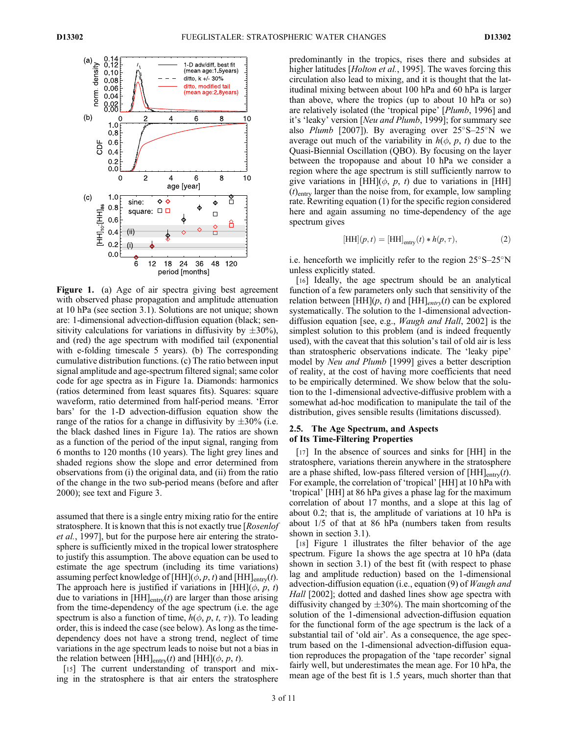**Figure 1.** (a) Age of air spectra giving best agreement with observed phase propagation and amplitude attenuation at 10 hPa (see section 3.1). Solutions are not unique; shown are: 1-dimensional advection-diffusion equation (black; sensitivity calculations for variations in diffusivity by ±30%), and (red) the age spectrum with modified tail (exponential with e-folding timescale 5 years). (b) The corresponding cumulative distribution functions. (c) The ratio between input signal amplitude and age-spectrum filtered signal; same color code for age spectra as in Figure 1a. Diamonds: harmonics (ratios determined from least squares fits). Squares: square waveform, ratio determined from half-period means. 'Error bars' for the 1-D advection-diffusion equation show the range of the ratios for a change in diffusivity by ±30% (i.e. the black dashed lines in Figure 1a). The ratios are shown as a function of the period of the input signal, ranging from 6 months to 120 months (10 years). The light grey lines and shaded regions show the slope and error determined from observations from (i) the original data, and (ii) from the ratio of the change in the two sub-period means (before and after 2000); see text and Figure 3.

assumed that there is a single entry mixing ratio for the entire stratosphere. It is known that this is not exactly true [*Rosenlof et al.*, 1997], but for the purpose here air entering the stratosphere is sufficiently mixed in the tropical lower stratosphere to justify this assumption. The above equation can be used to estimate the age spectrum (including its time variations) assuming perfect knowledge of $[\mathrm{HH}](\phi, p, t)$ and $[\mathrm{HH}]_{\mathrm{entry}}(t)$. The approach here is justified if variations in $[\mathrm{HH}](\phi, p, t)$ due to variations in $[\mathrm{HH}]_{\mathrm{entry}}(t)$ are larger than those arising from the time-dependency of the age spectrum (i.e. the age spectrum is also a function of time, $h(\phi, p, t, \tau)$). To leading order, this is indeed the case (see below). As long as the time-dependency does not have a strong trend, neglect of time variations in the age spectrum leads to noise but not a bias in the relation between $[\mathrm{HH}]_{\mathrm{entry}}(t)$ and $[\mathrm{HH}](\phi, p, t)$.

[15] The current understanding of transport and mixing in the stratosphere is that air enters the stratosphere predominantly in the tropics, rises there and subsides at higher latitudes [*Holton et al.*, 1995]. The waves forcing this circulation also lead to mixing, and it is thought that the latitudinal mixing between about 100 hPa and 60 hPa is larger than above, where the tropics (up to about 10 hPa or so) are relatively isolated (the 'tropical pipe' [*Plumb*, 1996] and it's 'leaky' version [*Neu and Plumb*, 1999]; for summary see also *Plumb* [2007]). By averaging over 25°S–25°N we average out much of the variability in $h(\phi, p, t)$ due to the Quasi-Biennial Oscillation (QBO). By focusing on the layer between the tropopause and about 10 hPa we consider a region where the age spectrum is still sufficiently narrow to give variations in $[\mathrm{HH}](\phi, p, t)$ due to variations in $[\mathrm{HH}](t)_{\mathrm{entry}}$ larger than the noise from, for example, low sampling rate. Rewriting equation (1) for the specific region considered here and again assuming no time-dependency of the age spectrum gives

$$[\mathrm{HH}](p, t) = [\mathrm{HH}]_{\mathrm{entry}}(t) * h(p, \tau), \tag{2}$$

i.e. henceforth we implicitly refer to the region 25°S–25°N unless explicitly stated.

[16] Ideally, the age spectrum should be an analytical function of a few parameters only such that sensitivity of the relation between $[\mathrm{HH}](p, t)$ and $[\mathrm{HH}]_{entry}(t)$ can be explored systematically. The solution to the 1-dimensional advection-diffusion equation [see, e.g., *Waugh and Hall*, 2002] is the simplest solution to this problem (and is indeed frequently used), with the caveat that this solution's tail of old air is less than stratospheric observations indicate. The 'leaky pipe' model by *Neu and Plumb* [1999] gives a better description of reality, at the cost of having more coefficients that need to be empirically determined. We show below that the solution to the 1-dimensional advective-diffusive problem with a somewhat ad-hoc modification to manipulate the tail of the distribution, gives sensible results (limitations discussed).

## 2.5. The Age Spectrum, and Aspects of Its Time-Filtering Properties

[17] In the absence of sources and sinks for [HH] in the stratosphere, variations therein anywhere in the stratosphere are a phase shifted, low-pass filtered version of $[\mathrm{HH}]_{\mathrm{entry}}(t)$. For example, the correlation of 'tropical' [HH] at 10 hPa with 'tropical' [HH] at 86 hPa gives a phase lag for the maximum correlation of about 17 months, and a slope at this lag of about 0.2; that is, the amplitude of variations at 10 hPa is about 1/5 of that at 86 hPa (numbers taken from results shown in section 3.1).

[18] Figure 1 illustrates the filter behavior of the age spectrum. Figure 1a shows the age spectra at 10 hPa (data shown in section 3.1) of the best fit (with respect to phase lag and amplitude reduction) based on the 1-dimensional advection-diffusion equation (i.e., equation (9) of *Waugh and Hall* [2002]; dotted and dashed lines show age spectra with diffusivity changed by ±30%). The main shortcoming of the solution of the 1-dimensional advection-diffusion equation for the functional form of the age spectrum is the lack of a substantial tail of 'old air'. As a consequence, the age spectrum based on the 1-dimensional advection-diffusion equation reproduces the propagation of the 'tape recorder' signal fairly well, but underestimates the mean age. For 10 hPa, the mean age of the best fit is 1.5 years, much shorter than that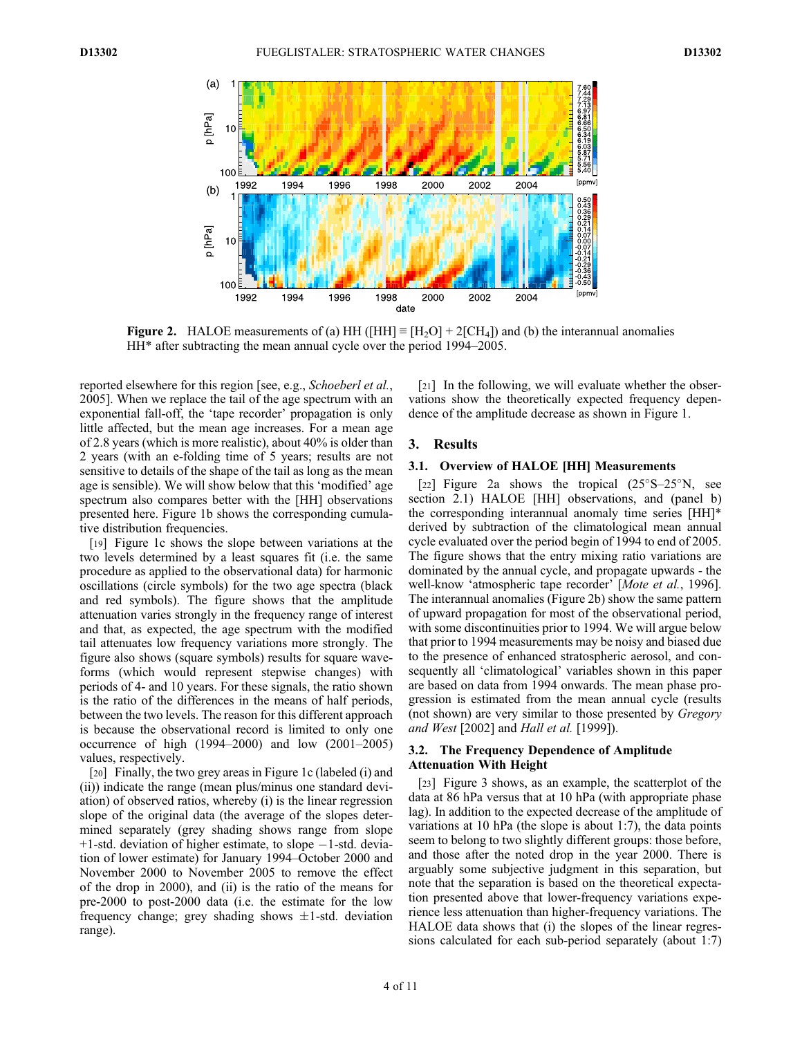**Figure 2.** HALOE measurements of (a) HH ([HH] ≡ [$H_2O$] + 2[$CH_4$]) and (b) the interannual anomalies HH* after subtracting the mean annual cycle over the period 1994–2005.

reported elsewhere for this region [see, e.g., *Schoeberl et al.*, 2005]. When we replace the tail of the age spectrum with an exponential fall-off, the 'tape recorder' propagation is only little affected, but the mean age increases. For a mean age of 2.8 years (which is more realistic), about 40% is older than 2 years (with an e-folding time of 5 years; results are not sensitive to details of the shape of the tail as long as the mean age is sensible). We will show below that this 'modified' age spectrum also compares better with the [HH] observations presented here. Figure 1b shows the corresponding cumulative distribution frequencies.

[19] Figure 1c shows the slope between variations at the two levels determined by a least squares fit (i.e. the same procedure as applied to the observational data) for harmonic oscillations (circle symbols) for the two age spectra (black and red symbols). The figure shows that the amplitude attenuation varies strongly in the frequency range of interest and that, as expected, the age spectrum with the modified tail attenuates low frequency variations more strongly. The figure also shows (square symbols) results for square waveforms (which would represent stepwise changes) with periods of 4- and 10 years. For these signals, the ratio shown is the ratio of the differences in the means of half periods, between the two levels. The reason for this different approach is because the observational record is limited to only one occurrence of high (1994–2000) and low (2001–2005) values, respectively.

[20] Finally, the two grey areas in Figure 1c (labeled (i) and (ii)) indicate the range (mean plus/minus one standard deviation) of observed ratios, whereby (i) is the linear regression slope of the original data (the average of the slopes determined separately (grey shading shows range from slope +1-std. deviation of higher estimate, to slope −1-std. deviation of lower estimate) for January 1994–October 2000 and November 2000 to November 2005 to remove the effect of the drop in 2000), and (ii) is the ratio of the means for pre-2000 to post-2000 data (i.e. the estimate for the low frequency change; grey shading shows ±1-std. deviation range).

[21] In the following, we will evaluate whether the observations show the theoretically expected frequency dependence of the amplitude decrease as shown in Figure 1.

## 3. Results

### 3.1. Overview of HALOE [HH] Measurements

[22] Figure 2a shows the tropical (25°S–25°N, see section 2.1) HALOE [HH] observations, and (panel b) the corresponding interannual anomaly time series [HH]* derived by subtraction of the climatological mean annual cycle evaluated over the period begin of 1994 to end of 2005. The figure shows that the entry mixing ratio variations are dominated by the annual cycle, and propagate upwards - the well-know 'atmospheric tape recorder' [*Mote et al.*, 1996]. The interannual anomalies (Figure 2b) show the same pattern of upward propagation for most of the observational period, with some discontinuities prior to 1994. We will argue below that prior to 1994 measurements may be noisy and biased due to the presence of enhanced stratospheric aerosol, and consequently all 'climatological' variables shown in this paper are based on data from 1994 onwards. The mean phase progression is estimated from the mean annual cycle (results (not shown) are very similar to those presented by *Gregory and West* [2002] and *Hall et al.* [1999]).

### 3.2. The Frequency Dependence of Amplitude Attenuation With Height

[23] Figure 3 shows, as an example, the scatterplot of the data at 86 hPa versus that at 10 hPa (with appropriate phase lag). In addition to the expected decrease of the amplitude of variations at 10 hPa (the slope is about 1:7), the data points seem to belong to two slightly different groups: those before, and those after the noted drop in the year 2000. There is arguably some subjective judgment in this separation, but note that the separation is based on the theoretical expectation presented above that lower-frequency variations experience less attenuation than higher-frequency variations. The HALOE data shows that (i) the slopes of the linear regressions calculated for each sub-period separately (about 1:7)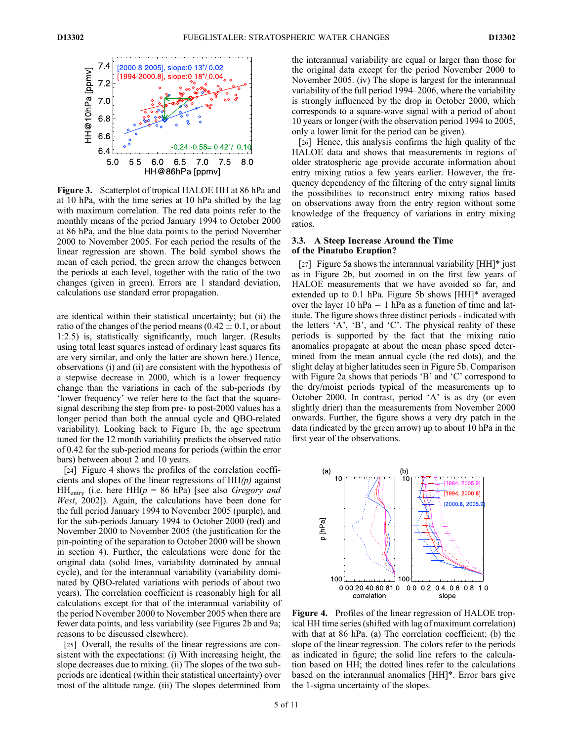**Figure 3.** Scatterplot of tropical HALOE HH at 86 hPa and at 10 hPa, with the time series at 10 hPa shifted by the lag with maximum correlation. The red data points refer to the monthly means of the period January 1994 to October 2000 at 86 hPa, and the blue data points to the period November 2000 to November 2005. For each period the results of the linear regression are shown. The bold symbol shows the mean of each period, the green arrow the changes between the periods at each level, together with the ratio of the two changes (given in green). Errors are 1 standard deviation, calculations use standard error propagation.

are identical within their statistical uncertainty; but (ii) the ratio of the changes of the period means ($0.42 \pm 0.1$, or about 1:2.5) is, statistically significantly, much larger. (Results using total least squares instead of ordinary least squares fits are very similar, and only the latter are shown here.) Hence, observations (i) and (ii) are consistent with the hypothesis of a stepwise decrease in 2000, which is a lower frequency change than the variations in each of the sub-periods (by 'lower frequency' we refer here to the fact that the square-signal describing the step from pre- to post-2000 values has a longer period than both the annual cycle and QBO-related variability). Looking back to Figure 1b, the age spectrum tuned for the 12 month variability predicts the observed ratio of 0.42 for the sub-period means for periods (within the error bars) between about 2 and 10 years.

[24] Figure 4 shows the profiles of the correlation coefficients and slopes of the linear regressions of HH*(p)* against $HH_{entry}$ (i.e. here HH($p$ = 86 hPa) [see also *Gregory and West*, 2002]). Again, the calculations have been done for the full period January 1994 to November 2005 (purple), and for the sub-periods January 1994 to October 2000 (red) and November 2000 to November 2005 (the justification for the pin-pointing of the separation to October 2000 will be shown in section 4). Further, the calculations were done for the original data (solid lines, variability dominated by annual cycle), and for the interannual variability (variability dominated by QBO-related variations with periods of about two years). The correlation coefficient is reasonably high for all calculations except for that of the interannual variability of the period November 2000 to November 2005 when there are fewer data points, and less variability (see Figures 2b and 9a; reasons to be discussed elsewhere).

[25] Overall, the results of the linear regressions are consistent with the expectations: (i) With increasing height, the slope decreases due to mixing. (ii) The slopes of the two sub-periods are identical (within their statistical uncertainty) over most of the altitude range. (iii) The slopes determined from the interannual variability are equal or larger than those for the original data except for the period November 2000 to November 2005. (iv) The slope is largest for the interannual variability of the full period 1994–2006, where the variability is strongly influenced by the drop in October 2000, which corresponds to a square-wave signal with a period of about 10 years or longer (with the observation period 1994 to 2005, only a lower limit for the period can be given).

[26] Hence, this analysis confirms the high quality of the HALOE data and shows that measurements in regions of older stratospheric age provide accurate information about entry mixing ratios a few years earlier. However, the frequency dependency of the filtering of the entry signal limits the possibilities to reconstruct entry mixing ratios based on observations away from the entry region without some knowledge of the frequency of variations in entry mixing ratios.

### 3.3. A Steep Increase Around the Time of the Pinatubo Eruption?

[27] Figure 5a shows the interannual variability [HH]* just as in Figure 2b, but zoomed in on the first few years of HALOE measurements that we have avoided so far, and extended up to 0.1 hPa. Figure 5b shows [HH]* averaged over the layer 10 hPa − 1 hPa as a function of time and latitude. The figure shows three distinct periods - indicated with the letters 'A', 'B', and 'C'. The physical reality of these periods is supported by the fact that the mixing ratio anomalies propagate at about the mean phase speed determined from the mean annual cycle (the red dots), and the slight delay at higher latitudes seen in Figure 5b. Comparison with Figure 2a shows that periods 'B' and 'C' correspond to the dry/moist periods typical of the measurements up to October 2000. In contrast, period 'A' is as dry (or even slightly drier) than the measurements from November 2000 onwards. Further, the figure shows a very dry patch in the data (indicated by the green arrow) up to about 10 hPa in the first year of the observations.

**Figure 4.** Profiles of the linear regression of HALOE tropical HH time series (shifted with lag of maximum correlation) with that at 86 hPa. (a) The correlation coefficient; (b) the slope of the linear regression. The colors refer to the periods as indicated in figure; the solid line refers to the calculation based on HH; the dotted lines refer to the calculations based on the interannual anomalies [HH]*. Error bars give the 1-sigma uncertainty of the slopes.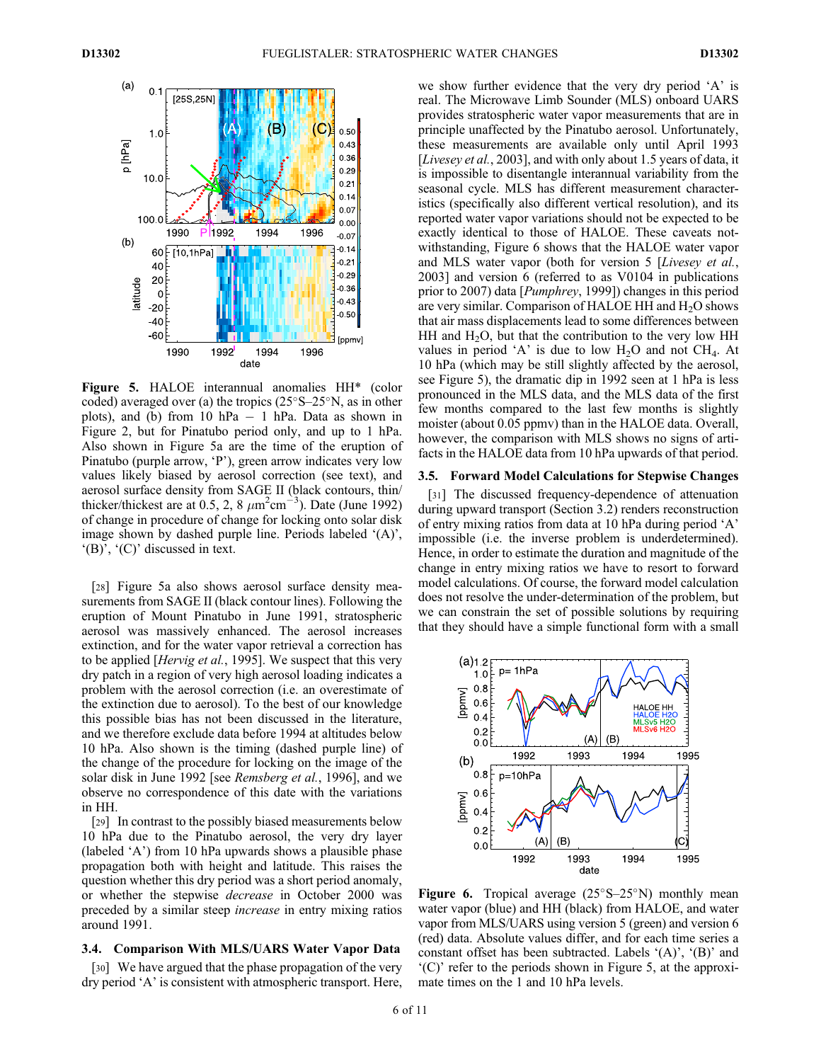**Figure 5.** HALOE interannual anomalies HH* (color coded) averaged over (a) the tropics (25°S–25°N, as in other plots), and (b) from 10 hPa – 1 hPa. Data as shown in Figure 2, but for Pinatubo period only, and up to 1 hPa. Also shown in Figure 5a are the time of the eruption of Pinatubo (purple arrow, 'P'), green arrow indicates very low values likely biased by aerosol correction (see text), and aerosol surface density from SAGE II (black contours, thin/thicker/thickest are at 0.5, 2, 8 $\mu m^2 cm^{-3}$). Date (June 1992) of change in procedure of change for locking onto solar disk image shown by dashed purple line. Periods labeled '(A)', '(B)', '(C)' discussed in text.

[28] Figure 5a also shows aerosol surface density measurements from SAGE II (black contour lines). Following the eruption of Mount Pinatubo in June 1991, stratospheric aerosol was massively enhanced. The aerosol increases extinction, and for the water vapor retrieval a correction has to be applied [*Hervig et al.*, 1995]. We suspect that this very dry patch in a region of very high aerosol loading indicates a problem with the aerosol correction (i.e. an overestimate of the extinction due to aerosol). To the best of our knowledge this possible bias has not been discussed in the literature, and we therefore exclude data before 1994 at altitudes below 10 hPa. Also shown is the timing (dashed purple line) of the change of the procedure for locking on the image of the solar disk in June 1992 [see *Remsberg et al.*, 1996], and we observe no correspondence of this date with the variations in HH.

[29] In contrast to the possibly biased measurements below 10 hPa due to the Pinatubo aerosol, the very dry layer (labeled 'A') from 10 hPa upwards shows a plausible phase propagation both with height and latitude. This raises the question whether this dry period was a short period anomaly, or whether the stepwise *decrease* in October 2000 was preceded by a similar steep *increase* in entry mixing ratios around 1991.

### 3.4. Comparison With MLS/UARS Water Vapor Data

[30] We have argued that the phase propagation of the very dry period 'A' is consistent with atmospheric transport. Here, we show further evidence that the very dry period 'A' is real. The Microwave Limb Sounder (MLS) onboard UARS provides stratospheric water vapor measurements that are in principle unaffected by the Pinatubo aerosol. Unfortunately, these measurements are available only until April 1993 [*Livesey et al.*, 2003], and with only about 1.5 years of data, it is impossible to disentangle interannual variability from the seasonal cycle. MLS has different measurement characteristics (specifically also different vertical resolution), and its reported water vapor variations should not be expected to be exactly identical to those of HALOE. These caveats notwithstanding, Figure 6 shows that the HALOE water vapor and MLS water vapor (both for version 5 [*Livesey et al.*, 2003] and version 6 (referred to as V0104 in publications prior to 2007) data [*Pumphrey*, 1999]) changes in this period are very similar. Comparison of HALOE HH and $H_2O$ shows that air mass displacements lead to some differences between HH and $H_2O$, but that the contribution to the very low HH values in period 'A' is due to low $H_2O$ and not $CH_4$. At 10 hPa (which may be still slightly affected by the aerosol, see Figure 5), the dramatic dip in 1992 seen at 1 hPa is less pronounced in the MLS data, and the MLS data of the first few months compared to the last few months is slightly moister (about 0.05 ppmv) than in the HALOE data. Overall, however, the comparison with MLS shows no signs of artifacts in the HALOE data from 10 hPa upwards of that period.

### 3.5. Forward Model Calculations for Stepwise Changes

[31] The discussed frequency-dependence of attenuation during upward transport (Section 3.2) renders reconstruction of entry mixing ratios from data at 10 hPa during period 'A' impossible (i.e. the inverse problem is underdetermined). Hence, in order to estimate the duration and magnitude of the change in entry mixing ratios we have to resort to forward model calculations. Of course, the forward model calculation does not resolve the under-determination of the problem, but we can constrain the set of possible solutions by requiring that they should have a simple functional form with a small

**Figure 6.** Tropical average (25°S–25°N) monthly mean water vapor (blue) and HH (black) from HALOE, and water vapor from MLS/UARS using version 5 (green) and version 6 (red) data. Absolute values differ, and for each time series a constant offset has been subtracted. Labels '(A)', '(B)' and '(C)' refer to the periods shown in Figure 5, at the approximate times on the 1 and 10 hPa levels.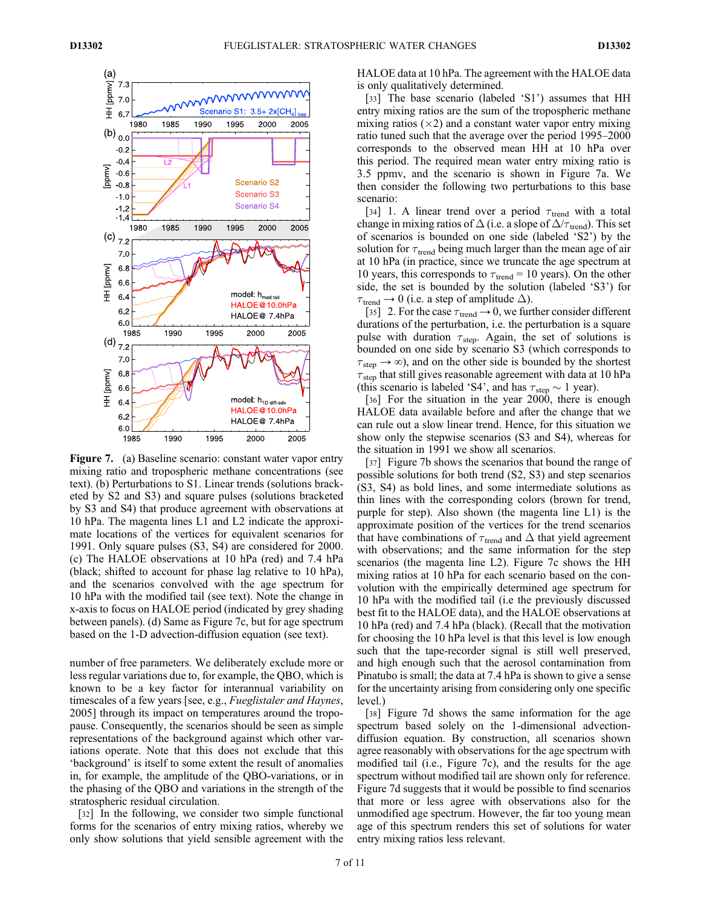**Figure 7.** (a) Baseline scenario: constant water vapor entry mixing ratio and tropospheric methane concentrations (see text). (b) Perturbations to S1. Linear trends (solutions bracketed by S2 and S3) and square pulses (solutions bracketed by S3 and S4) that produce agreement with observations at 10 hPa. The magenta lines L1 and L2 indicate the approximate locations of the vertices for equivalent scenarios for 1991. Only square pulses (S3, S4) are considered for 2000. (c) The HALOE observations at 10 hPa (red) and 7.4 hPa (black; shifted to account for phase lag relative to 10 hPa), and the scenarios convolved with the age spectrum for 10 hPa with the modified tail (see text). Note the change in x-axis to focus on HALOE period (indicated by grey shading between panels). (d) Same as Figure 7c, but for age spectrum based on the 1-D advection-diffusion equation (see text).

number of free parameters. We deliberately exclude more or less regular variations due to, for example, the QBO, which is known to be a key factor for interannual variability on timescales of a few years [see, e.g., *Fueglistaler and Haynes*, 2005] through its impact on temperatures around the tropopause. Consequently, the scenarios should be seen as simple representations of the background against which other variations operate. Note that this does not exclude that this 'background' is itself to some extent the result of anomalies in, for example, the amplitude of the QBO-variations, or in the phasing of the QBO and variations in the strength of the stratospheric residual circulation.

[32] In the following, we consider two simple functional forms for the scenarios of entry mixing ratios, whereby we only show solutions that yield sensible agreement with the HALOE data at 10 hPa. The agreement with the HALOE data is only qualitatively determined.

[33] The base scenario (labeled 'S1') assumes that HH entry mixing ratios are the sum of the tropospheric methane mixing ratios (×2) and a constant water vapor entry mixing ratio tuned such that the average over the period 1995–2000 corresponds to the observed mean HH at 10 hPa over this period. The required mean water entry mixing ratio is 3.5 ppmv, and the scenario is shown in Figure 7a. We then consider the following two perturbations to this base scenario:

[34] 1. A linear trend over a period $\tau_{trend}$ with a total change in mixing ratios of $\Delta$ (i.e. a slope of $\Delta/\tau_{trend}$). This set of scenarios is bounded on one side (labeled 'S2') by the solution for $\tau_{trend}$ being much larger than the mean age of air at 10 hPa (in practice, since we truncate the age spectrum at 10 years, this corresponds to $\tau_{trend}$ = 10 years). On the other side, the set is bounded by the solution (labeled 'S3') for $\tau_{trend} \rightarrow 0$ (i.e. a step of amplitude $\Delta$).

[35] 2. For the case $\tau_{trend} \rightarrow 0$, we further consider different durations of the perturbation, i.e. the perturbation is a square pulse with duration $\tau_{step}$. Again, the set of solutions is bounded on one side by scenario S3 (which corresponds to $\tau_{step} \rightarrow \infty$), and on the other side is bounded by the shortest $\tau_{step}$ that still gives reasonable agreement with data at 10 hPa (this scenario is labeled 'S4', and has $\tau_{step} \sim$ 1 year).

[36] For the situation in the year 2000, there is enough HALOE data available before and after the change that we can rule out a slow linear trend. Hence, for this situation we show only the stepwise scenarios (S3 and S4), whereas for the situation in 1991 we show all scenarios.

[37] Figure 7b shows the scenarios that bound the range of possible solutions for both trend (S2, S3) and step scenarios (S3, S4) as bold lines, and some intermediate solutions as thin lines with the corresponding colors (brown for trend, purple for step). Also shown (the magenta line L1) is the approximate position of the vertices for the trend scenarios that have combinations of $\tau_{trend}$ and $\Delta$ that yield agreement with observations; and the same information for the step scenarios (the magenta line L2). Figure 7c shows the HH mixing ratios at 10 hPa for each scenario based on the convolution with the empirically determined age spectrum for 10 hPa with the modified tail (i.e the previously discussed best fit to the HALOE data), and the HALOE observations at 10 hPa (red) and 7.4 hPa (black). (Recall that the motivation for choosing the 10 hPa level is that this level is low enough such that the tape-recorder signal is still well preserved, and high enough such that the aerosol contamination from Pinatubo is small; the data at 7.4 hPa is shown to give a sense for the uncertainty arising from considering only one specific level.)

[38] Figure 7d shows the same information for the age spectrum based solely on the 1-dimensional advection-diffusion equation. By construction, all scenarios shown agree reasonably with observations for the age spectrum with modified tail (i.e., Figure 7c), and the results for the age spectrum without modified tail are shown only for reference. Figure 7d suggests that it would be possible to find scenarios that more or less agree with observations also for the unmodified age spectrum. However, the far too young mean age of this spectrum renders this set of solutions for water entry mixing ratios less relevant.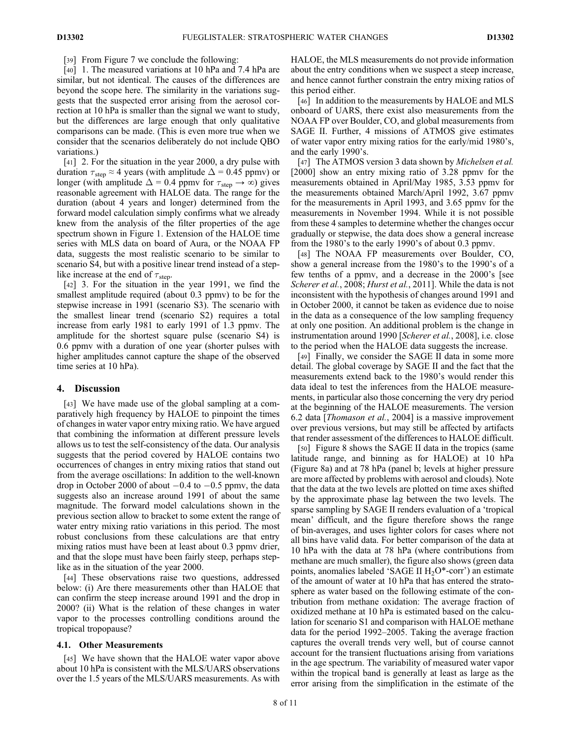[39] From Figure 7 we conclude the following:

[40] 1. The measured variations at 10 hPa and 7.4 hPa are similar, but not identical. The causes of the differences are beyond the scope here. The similarity in the variations suggests that the suspected error arising from the aerosol correction at 10 hPa is smaller than the signal we want to study, but the differences are large enough that only qualitative comparisons can be made. (This is even more true when we consider that the scenarios deliberately do not include QBO variations.)

[41] 2. For the situation in the year 2000, a dry pulse with duration $\tau_{\mathrm{step}} \approx 4$ years (with amplitude $\Delta = 0.45$ ppmv) or longer (with amplitude $\Delta = 0.4$ ppmv for $\tau_{\mathrm{step}} \rightarrow \infty$) gives reasonable agreement with HALOE data. The range for the duration (about 4 years and longer) determined from the forward model calculation simply confirms what we already knew from the analysis of the filter properties of the age spectrum shown in Figure 1. Extension of the HALOE time series with MLS data on board of Aura, or the NOAA FP data, suggests the most realistic scenario to be similar to scenario S4, but with a positive linear trend instead of a step-like increase at the end of $\tau_{\mathrm{step}}$.

[42] 3. For the situation in the year 1991, we find the smallest amplitude required (about 0.3 ppmv) to be for the stepwise increase in 1991 (scenario S3). The scenario with the smallest linear trend (scenario S2) requires a total increase from early 1981 to early 1991 of 1.3 ppmv. The amplitude for the shortest square pulse (scenario S4) is 0.6 ppmv with a duration of one year (shorter pulses with higher amplitudes cannot capture the shape of the observed time series at 10 hPa).

## 4. Discussion

[43] We have made use of the global sampling at a comparatively high frequency by HALOE to pinpoint the times of changes in water vapor entry mixing ratio. We have argued that combining the information at different pressure levels allows us to test the self-consistency of the data. Our analysis suggests that the period covered by HALOE contains two occurrences of changes in entry mixing ratios that stand out from the average oscillations: In addition to the well-known drop in October 2000 of about $-0.4$ to $-0.5$ ppmv, the data suggests also an increase around 1991 of about the same magnitude. The forward model calculations shown in the previous section allow to bracket to some extent the range of water entry mixing ratio variations in this period. The most robust conclusions from these calculations are that entry mixing ratios must have been at least about 0.3 ppmv drier, and that the slope must have been fairly steep, perhaps step-like as in the situation of the year 2000.

[44] These observations raise two questions, addressed below: (i) Are there measurements other than HALOE that can confirm the steep increase around 1991 and the drop in 2000? (ii) What is the relation of these changes in water vapor to the processes controlling conditions around the tropical tropopause?

### 4.1. Other Measurements

[45] We have shown that the HALOE water vapor above about 10 hPa is consistent with the MLS/UARS observations over the 1.5 years of the MLS/UARS measurements. As with HALOE, the MLS measurements do not provide information about the entry conditions when we suspect a steep increase, and hence cannot further constrain the entry mixing ratios of this period either.

[46] In addition to the measurements by HALOE and MLS onboard of UARS, there exist also measurements from the NOAA FP over Boulder, CO, and global measurements from SAGE II. Further, 4 missions of ATMOS give estimates of water vapor entry mixing ratios for the early/mid 1980's, and the early 1990's.

[47] The ATMOS version 3 data shown by *Michelsen et al.* [2000] show an entry mixing ratio of 3.28 ppmv for the measurements obtained in April/May 1985, 3.53 ppmv for the measurements obtained March/April 1992, 3.67 ppmv for the measurements in April 1993, and 3.65 ppmv for the measurements in November 1994. While it is not possible from these 4 samples to determine whether the changes occur gradually or stepwise, the data does show a general increase from the 1980's to the early 1990's of about 0.3 ppmv.

[48] The NOAA FP measurements over Boulder, CO, show a general increase from the 1980's to the 1990's of a few tenths of a ppmv, and a decrease in the 2000's [see *Scherer et al.*, 2008; *Hurst et al.*, 2011]. While the data is not inconsistent with the hypothesis of changes around 1991 and in October 2000, it cannot be taken as evidence due to noise in the data as a consequence of the low sampling frequency at only one position. An additional problem is the change in instrumentation around 1990 [*Scherer et al.*, 2008], i.e. close to the period when the HALOE data suggests the increase.

[49] Finally, we consider the SAGE II data in some more detail. The global coverage by SAGE II and the fact that the measurements extend back to the 1980's would render this data ideal to test the inferences from the HALOE measurements, in particular also those concerning the very dry period at the beginning of the HALOE measurements. The version 6.2 data [*Thomason et al.*, 2004] is a massive improvement over previous versions, but may still be affected by artifacts that render assessment of the differences to HALOE difficult.

[50] Figure 8 shows the SAGE II data in the tropics (same latitude range, and binning as for HALOE) at 10 hPa (Figure 8a) and at 78 hPa (panel b; levels at higher pressure are more affected by problems with aerosol and clouds). Note that the data at the two levels are plotted on time axes shifted by the approximate phase lag between the two levels. The sparse sampling by SAGE II renders evaluation of a 'tropical mean' difficult, and the figure therefore shows the range of bin-averages, and uses lighter colors for cases where not all bins have valid data. For better comparison of the data at 10 hPa with the data at 78 hPa (where contributions from methane are much smaller), the figure also shows (green data points, anomalies labeled 'SAGE II $H_2O$*-corr') an estimate of the amount of water at 10 hPa that has entered the stratosphere as water based on the following estimate of the contribution from methane oxidation: The average fraction of oxidized methane at 10 hPa is estimated based on the calculation for scenario S1 and comparison with HALOE methane data for the period 1992–2005. Taking the average fraction captures the overall trends very well, but of course cannot account for the transient fluctuations arising from variations in the age spectrum. The variability of measured water vapor within the tropical band is generally at least as large as the error arising from the simplification in the estimate of the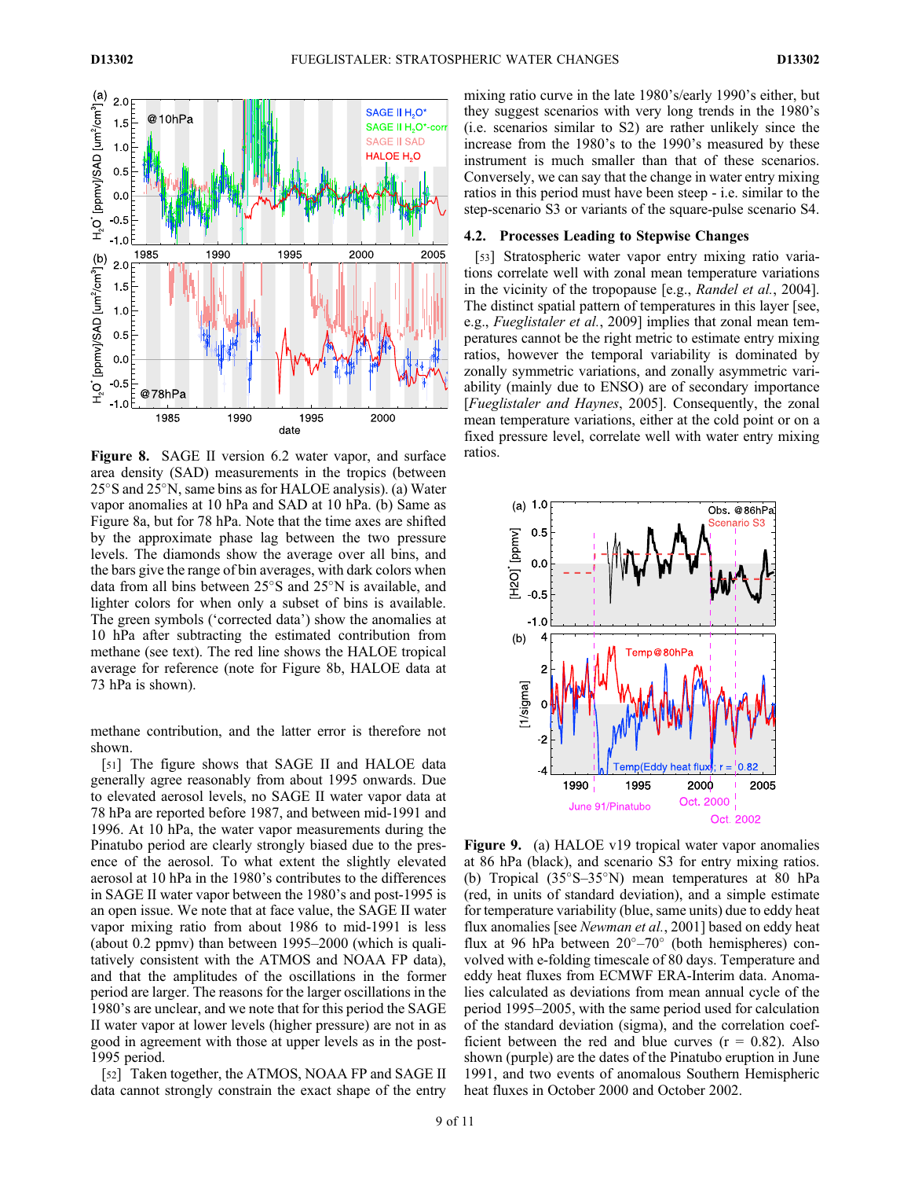**Figure 8.** SAGE II version 6.2 water vapor, and surface area density (SAD) measurements in the tropics (between 25°S and 25°N, same bins as for HALOE analysis). (a) Water vapor anomalies at 10 hPa and SAD at 10 hPa. (b) Same as Figure 8a, but for 78 hPa. Note that the time axes are shifted by the approximate phase lag between the two pressure levels. The diamonds show the average over all bins, and the bars give the range of bin averages, with dark colors when data from all bins between 25°S and 25°N is available, and lighter colors for when only a subset of bins is available. The green symbols ('corrected data') show the anomalies at 10 hPa after subtracting the estimated contribution from methane (see text). The red line shows the HALOE tropical average for reference (note for Figure 8b, HALOE data at 73 hPa is shown).

methane contribution, and the latter error is therefore not shown.

[51] The figure shows that SAGE II and HALOE data generally agree reasonably from about 1995 onwards. Due to elevated aerosol levels, no SAGE II water vapor data at 78 hPa are reported before 1987, and between mid-1991 and 1996. At 10 hPa, the water vapor measurements during the Pinatubo period are clearly strongly biased due to the presence of the aerosol. To what extent the slightly elevated aerosol at 10 hPa in the 1980's contributes to the differences in SAGE II water vapor between the 1980's and post-1995 is an open issue. We note that at face value, the SAGE II water vapor mixing ratio from about 1986 to mid-1991 is less (about 0.2 ppmv) than between 1995–2000 (which is qualitatively consistent with the ATMOS and NOAA FP data), and that the amplitudes of the oscillations in the former period are larger. The reasons for the larger oscillations in the 1980's are unclear, and we note that for this period the SAGE II water vapor at lower levels (higher pressure) are not in as good in agreement with those at upper levels as in the post-1995 period.

[52] Taken together, the ATMOS, NOAA FP and SAGE II data cannot strongly constrain the exact shape of the entry mixing ratio curve in the late 1980's/early 1990's either, but they suggest scenarios with very long trends in the 1980's (i.e. scenarios similar to S2) are rather unlikely since the increase from the 1980's to the 1990's measured by these instrument is much smaller than that of these scenarios. Conversely, we can say that the change in water entry mixing ratios in this period must have been steep - i.e. similar to the step-scenario S3 or variants of the square-pulse scenario S4.

## 4.2. Processes Leading to Stepwise Changes

[53] Stratospheric water vapor entry mixing ratio variations correlate well with zonal mean temperature variations in the vicinity of the tropopause [e.g., *Randel et al.*, 2004]. The distinct spatial pattern of temperatures in this layer [see, e.g., *Fueglistaler et al.*, 2009] implies that zonal mean temperatures cannot be the right metric to estimate entry mixing ratios, however the temporal variability is dominated by zonally symmetric variations, and zonally asymmetric variability (mainly due to ENSO) are of secondary importance [*Fueglistaler and Haynes*, 2005]. Consequently, the zonal mean temperature variations, either at the cold point or on a fixed pressure level, correlate well with water entry mixing ratios.

**Figure 9.** (a) HALOE v19 tropical water vapor anomalies at 86 hPa (black), and scenario S3 for entry mixing ratios. (b) Tropical (35°S–35°N) mean temperatures at 80 hPa (red, in units of standard deviation), and a simple estimate for temperature variability (blue, same units) due to eddy heat flux anomalies [see *Newman et al.*, 2001] based on eddy heat flux at 96 hPa between 20°–70° (both hemispheres) convolved with e-folding timescale of 80 days. Temperature and eddy heat fluxes from ECMWF ERA-Interim data. Anomalies calculated as deviations from mean annual cycle of the period 1995–2005, with the same period used for calculation of the standard deviation (sigma), and the correlation coefficient between the red and blue curves ($r = 0.82$). Also shown (purple) are the dates of the Pinatubo eruption in June 1991, and two events of anomalous Southern Hemispheric heat fluxes in October 2000 and October 2002.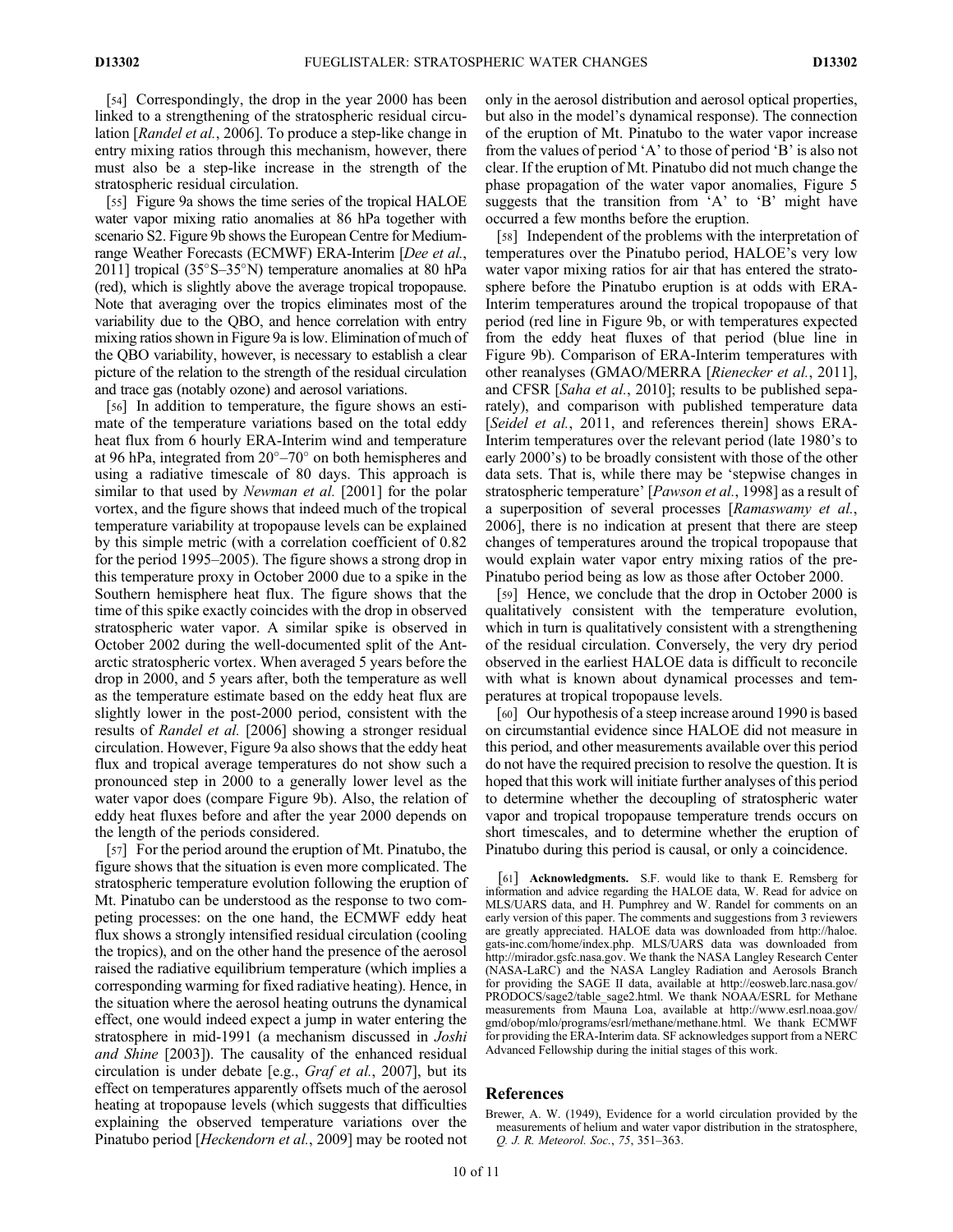[54] Correspondingly, the drop in the year 2000 has been linked to a strengthening of the stratospheric residual circulation [*Randel et al.*, 2006]. To produce a step-like change in entry mixing ratios through this mechanism, however, there must also be a step-like increase in the strength of the stratospheric residual circulation.

[55] Figure 9a shows the time series of the tropical HALOE water vapor mixing ratio anomalies at 86 hPa together with scenario S2. Figure 9b shows the European Centre for Medium-range Weather Forecasts (ECMWF) ERA-Interim [*Dee et al.*, 2011] tropical (35°S–35°N) temperature anomalies at 80 hPa (red), which is slightly above the average tropical tropopause. Note that averaging over the tropics eliminates most of the variability due to the QBO, and hence correlation with entry mixing ratios shown in Figure 9a is low. Elimination of much of the QBO variability, however, is necessary to establish a clear picture of the relation to the strength of the residual circulation and trace gas (notably ozone) and aerosol variations.

[56] In addition to temperature, the figure shows an estimate of the temperature variations based on the total eddy heat flux from 6 hourly ERA-Interim wind and temperature at 96 hPa, integrated from 20°–70° on both hemispheres and using a radiative timescale of 80 days. This approach is similar to that used by *Newman et al.* [2001] for the polar vortex, and the figure shows that indeed much of the tropical temperature variability at tropopause levels can be explained by this simple metric (with a correlation coefficient of 0.82 for the period 1995–2005). The figure shows a strong drop in this temperature proxy in October 2000 due to a spike in the Southern hemisphere heat flux. The figure shows that the time of this spike exactly coincides with the drop in observed stratospheric water vapor. A similar spike is observed in October 2002 during the well-documented split of the Antarctic stratospheric vortex. When averaged 5 years before the drop in 2000, and 5 years after, both the temperature as well as the temperature estimate based on the eddy heat flux are slightly lower in the post-2000 period, consistent with the results of *Randel et al.* [2006] showing a stronger residual circulation. However, Figure 9a also shows that the eddy heat flux and tropical average temperatures do not show such a pronounced step in 2000 to a generally lower level as the water vapor does (compare Figure 9b). Also, the relation of eddy heat fluxes before and after the year 2000 depends on the length of the periods considered.

[57] For the period around the eruption of Mt. Pinatubo, the figure shows that the situation is even more complicated. The stratospheric temperature evolution following the eruption of Mt. Pinatubo can be understood as the response to two competing processes: on the one hand, the ECMWF eddy heat flux shows a strongly intensified residual circulation (cooling the tropics), and on the other hand the presence of the aerosol raised the radiative equilibrium temperature (which implies a corresponding warming for fixed radiative heating). Hence, in the situation where the aerosol heating outruns the dynamical effect, one would indeed expect a jump in water entering the stratosphere in mid-1991 (a mechanism discussed in *Joshi and Shine* [2003]). The causality of the enhanced residual circulation is under debate [e.g., *Graf et al.*, 2007], but its effect on temperatures apparently offsets much of the aerosol heating at tropopause levels (which suggests that difficulties explaining the observed temperature variations over the Pinatubo period [*Heckendorn et al.*, 2009] may be rooted not only in the aerosol distribution and aerosol optical properties, but also in the model's dynamical response). The connection of the eruption of Mt. Pinatubo to the water vapor increase from the values of period 'A' to those of period 'B' is also not clear. If the eruption of Mt. Pinatubo did not much change the phase propagation of the water vapor anomalies, Figure 5 suggests that the transition from 'A' to 'B' might have occurred a few months before the eruption.

[58] Independent of the problems with the interpretation of temperatures over the Pinatubo period, HALOE's very low water vapor mixing ratios for air that has entered the stratosphere before the Pinatubo eruption is at odds with ERA-Interim temperatures around the tropical tropopause of that period (red line in Figure 9b, or with temperatures expected from the eddy heat fluxes of that period (blue line in Figure 9b). Comparison of ERA-Interim temperatures with other reanalyses (GMAO/MERRA [*Rienecker et al.*, 2011], and CFSR [*Saha et al.*, 2010]; results to be published separately), and comparison with published temperature data [*Seidel et al.*, 2011, and references therein] shows ERA-Interim temperatures over the relevant period (late 1980's to early 2000's) to be broadly consistent with those of the other data sets. That is, while there may be 'stepwise changes in stratospheric temperature' [*Pawson et al.*, 1998] as a result of a superposition of several processes [*Ramaswamy et al.*, 2006], there is no indication at present that there are steep changes of temperatures around the tropical tropopause that would explain water vapor entry mixing ratios of the pre-Pinatubo period being as low as those after October 2000.

[59] Hence, we conclude that the drop in October 2000 is qualitatively consistent with the temperature evolution, which in turn is qualitatively consistent with a strengthening of the residual circulation. Conversely, the very dry period observed in the earliest HALOE data is difficult to reconcile with what is known about dynamical processes and temperatures at tropical tropopause levels.

[60] Our hypothesis of a steep increase around 1990 is based on circumstantial evidence since HALOE did not measure in this period, and other measurements available over this period do not have the required precision to resolve the question. It is hoped that this work will initiate further analyses of this period to determine whether the decoupling of stratospheric water vapor and tropical tropopause temperature trends occurs on short timescales, and to determine whether the eruption of Pinatubo during this period is causal, or only a coincidence.

[61] **Acknowledgments.** S.F. would like to thank E. Remsberg for information and advice regarding the HALOE data, W. Read for advice on MLS/UARS data, and H. Pumphrey and W. Randel for comments on an early version of this paper. The comments and suggestions from 3 reviewers are greatly appreciated. HALOE data was downloaded from http://haloe.gats-inc.com/home/index.php. MLS/UARS data was downloaded from http://mirador.gsfc.nasa.gov. We thank the NASA Langley Research Center (NASA-LaRC) and the NASA Langley Radiation and Aerosols Branch for providing the SAGE II data, available at http://eosweb.larc.nasa.gov/PRODOCS/sage2/table_sage2.html. We thank NOAA/ESRL for Methane measurements from Mauna Loa, available at http://www.esrl.noaa.gov/gmd/obop/mlo/programs/esrl/methane/methane.html. We thank ECMWF for providing the ERA-Interim data. SF acknowledges support from a NERC Advanced Fellowship during the initial stages of this work.

## References

Brewer, A. W. (1949), Evidence for a world circulation provided by the measurements of helium and water vapor distribution in the stratosphere, *Q. J. R. Meteorol. Soc.*, *75*, 351–363.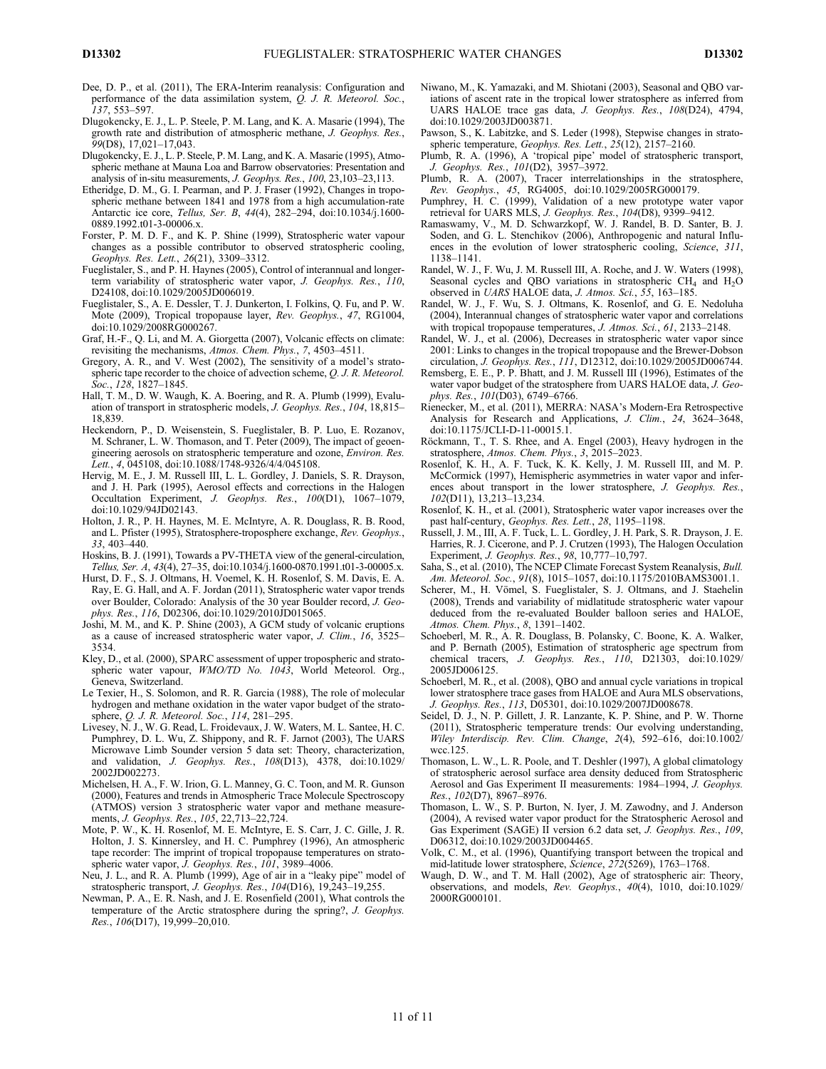Dee, D. P., et al. (2011), The ERA-Interim reanalysis: Configuration and performance of the data assimilation system, *Q. J. R. Meteorol. Soc.*, *137*, 553–597.

Dlugokencky, E. J., L. P. Steele, P. M. Lang, and K. A. Masarie (1994), The growth rate and distribution of atmospheric methane, *J. Geophys. Res.*, *99*(D8), 17,021–17,043.

Dlugokencky, E. J., L. P. Steele, P. M. Lang, and K. A. Masarie (1995), Atmospheric methane at Mauna Loa and Barrow observatories: Presentation and analysis of in-situ measurements, *J. Geophys. Res.*, *100*, 23,103–23,113.

Etheridge, D. M., G. I. Pearman, and P. J. Fraser (1992), Changes in tropospheric methane between 1841 and 1978 from a high accumulation-rate Antarctic ice core, *Tellus, Ser. B*, *44*(4), 282–294, doi:10.1034/j.1600-0889.1992.t01-3-00006.x.

Forster, P. M. D. F., and K. P. Shine (1999), Stratospheric water vapour changes as a possible contributor to observed stratospheric cooling, *Geophys. Res. Lett.*, *26*(21), 3309–3312.

Fueglistaler, S., and P. H. Haynes (2005), Control of interannual and longer-term variability of stratospheric water vapor, *J. Geophys. Res.*, *110*, D24108, doi:10.1029/2005JD006019.

Fueglistaler, S., A. E. Dessler, T. J. Dunkerton, I. Folkins, Q. Fu, and P. W. Mote (2009), Tropical tropopause layer, *Rev. Geophys.*, *47*, RG1004, doi:10.1029/2008RG000267.

Graf, H.-F., Q. Li, and M. A. Giorgetta (2007), Volcanic effects on climate: revisiting the mechanisms, *Atmos. Chem. Phys.*, *7*, 4503–4511.

Gregory, A. R., and V. West (2002), The sensitivity of a model's stratospheric tape recorder to the choice of advection scheme, *Q. J. R. Meteorol. Soc.*, *128*, 1827–1845.

Hall, T. M., D. W. Waugh, K. A. Boering, and R. A. Plumb (1999), Evaluation of transport in stratospheric models, *J. Geophys. Res.*, *104*, 18,815–18,839.

Heckendorn, P., D. Weisenstein, S. Fueglistaler, B. P. Luo, E. Rozanov, M. Schraner, L. W. Thomason, and T. Peter (2009), The impact of geoengineering aerosols on stratospheric temperature and ozone, *Environ. Res. Lett.*, *4*, 045108, doi:10.1088/1748-9326/4/4/045108.

Hervig, M. E., J. M. Russell III, L. L. Gordley, J. Daniels, S. R. Drayson, and J. H. Park (1995), Aerosol effects and corrections in the Halogen Occultation Experiment, *J. Geophys. Res.*, *100*(D1), 1067–1079, doi:10.1029/94JD02143.

Holton, J. R., P. H. Haynes, M. E. McIntyre, A. R. Douglass, R. B. Rood, and L. Pfister (1995), Stratosphere-troposphere exchange, *Rev. Geophys.*, *33*, 403–440.

Hoskins, B. J. (1991), Towards a PV-THETA view of the general-circulation, *Tellus, Ser. A*, *43*(4), 27–35, doi:10.1034/j.1600-0870.1991.t01-3-00005.x.

Hurst, D. F., S. J. Oltmans, H. Voemel, K. H. Rosenlof, S. M. Davis, E. A. Ray, E. G. Hall, and A. F. Jordan (2011), Stratospheric water vapor trends over Boulder, Colorado: Analysis of the 30 year Boulder record, *J. Geophys. Res.*, *116*, D02306, doi:10.1029/2010JD015065.

Joshi, M. M., and K. P. Shine (2003), A GCM study of volcanic eruptions as a cause of increased stratospheric water vapor, *J. Clim.*, *16*, 3525–3534.

Kley, D., et al. (2000), SPARC assessment of upper tropospheric and stratospheric water vapour, *WMO/TD No. 1043*, World Meteorol. Org., Geneva, Switzerland.

Le Texier, H., S. Solomon, and R. R. Garcia (1988), The role of molecular hydrogen and methane oxidation in the water vapor budget of the stratosphere, *Q. J. R. Meteorol. Soc.*, *114*, 281–295.

Livesey, N. J., W. G. Read, L. Froidevaux, J. W. Waters, M. L. Santee, H. C. Pumphrey, D. L. Wu, Z. Shippony, and R. F. Jarnot (2003), The UARS Microwave Limb Sounder version 5 data set: Theory, characterization, and validation, *J. Geophys. Res.*, *108*(D13), 4378, doi:10.1029/2002JD002273.

Michelsen, H. A., F. W. Irion, G. L. Manney, G. C. Toon, and M. R. Gunson (2000), Features and trends in Atmospheric Trace Molecule Spectroscopy (ATMOS) version 3 stratospheric water vapor and methane measurements, *J. Geophys. Res.*, *105*, 22,713–22,724.

Mote, P. W., K. H. Rosenlof, M. E. McIntyre, E. S. Carr, J. C. Gille, J. R. Holton, J. S. Kinnersley, and H. C. Pumphrey (1996), An atmospheric tape recorder: The imprint of tropical tropopause temperatures on stratospheric water vapor, *J. Geophys. Res.*, *101*, 3989–4006.

Neu, J. L., and R. A. Plumb (1999), Age of air in a "leaky pipe" model of stratospheric transport, *J. Geophys. Res.*, *104*(D16), 19,243–19,255.

Newman, P. A., E. R. Nash, and J. E. Rosenfield (2001), What controls the temperature of the Arctic stratosphere during the spring?, *J. Geophys. Res.*, *106*(D17), 19,999–20,010.

Niwano, M., K. Yamazaki, and M. Shiotani (2003), Seasonal and QBO variations of ascent rate in the tropical lower stratosphere as inferred from UARS HALOE trace gas data, *J. Geophys. Res.*, *108*(D24), 4794, doi:10.1029/2003JD003871.

Pawson, S., K. Labitzke, and S. Leder (1998), Stepwise changes in stratospheric temperature, *Geophys. Res. Lett.*, *25*(12), 2157–2160.

Plumb, R. A. (1996), A 'tropical pipe' model of stratospheric transport, *J. Geophys. Res.*, *101*(D2), 3957–3972.

Plumb, R. A. (2007), Tracer interrelationships in the stratosphere, *Rev. Geophys.*, *45*, RG4005, doi:10.1029/2005RG000179.

Pumphrey, H. C. (1999), Validation of a new prototype water vapor retrieval for UARS MLS, *J. Geophys. Res.*, *104*(D8), 9399–9412.

Ramaswamy, V., M. D. Schwarzkopf, W. J. Randel, B. D. Santer, B. J. Soden, and G. L. Stenchikov (2006), Anthropogenic and natural Influences in the evolution of lower stratospheric cooling, *Science*, *311*, 1138–1141.

Randel, W. J., F. Wu, J. M. Russell III, A. Roche, and J. W. Waters (1998), Seasonal cycles and QBO variations in stratospheric $CH_4$ and $H_2O$ observed in *UARS* HALOE data, *J. Atmos. Sci.*, *55*, 163–185.

Randel, W. J., F. Wu, S. J. Oltmans, K. Rosenlof, and G. E. Nedoluha (2004), Interannual changes of stratospheric water vapor and correlations with tropical tropopause temperatures, *J. Atmos. Sci.*, *61*, 2133–2148.

Randel, W. J., et al. (2006), Decreases in stratospheric water vapor since 2001: Links to changes in the tropical tropopause and the Brewer-Dobson circulation, *J. Geophys. Res.*, *111*, D12312, doi:10.1029/2005JD006744.

Remsberg, E. E., P. P. Bhatt, and J. M. Russell III (1996), Estimates of the water vapor budget of the stratosphere from UARS HALOE data, *J. Geophys. Res.*, *101*(D03), 6749–6766.

Rienecker, M., et al. (2011), MERRA: NASA's Modern-Era Retrospective Analysis for Research and Applications, *J. Clim.*, *24*, 3624–3648, doi:10.1175/JCLI-D-11-00015.1.

Röckmann, T., T. S. Rhee, and A. Engel (2003), Heavy hydrogen in the stratosphere, *Atmos. Chem. Phys.*, *3*, 2015–2023.

Rosenlof, K. H., A. F. Tuck, K. K. Kelly, J. M. Russell III, and M. P. McCormick (1997), Hemispheric asymmetries in water vapor and inferences about transport in the lower stratosphere, *J. Geophys. Res.*, *102*(D11), 13,213–13,234.

Rosenlof, K. H., et al. (2001), Stratospheric water vapor increases over the past half-century, *Geophys. Res. Lett.*, *28*, 1195–1198.

Russell, J. M., III, A. F. Tuck, L. L. Gordley, J. H. Park, S. R. Drayson, J. E. Harries, R. J. Cicerone, and P. J. Crutzen (1993), The Halogen Occulation Experiment, *J. Geophys. Res.*, *98*, 10,777–10,797.

Saha, S., et al. (2010), The NCEP Climate Forecast System Reanalysis, *Bull. Am. Meteorol. Soc.*, *91*(8), 1015–1057, doi:10.1175/2010BAMS3001.1.

Scherer, M., H. Vömel, S. Fueglistaler, S. J. Oltmans, and J. Staehelin (2008), Trends and variability of midlatitude stratospheric water vapour deduced from the re-evaluated Boulder balloon series and HALOE, *Atmos. Chem. Phys.*, *8*, 1391–1402.

Schoeberl, M. R., A. R. Douglass, B. Polansky, C. Boone, K. A. Walker, and P. Bernath (2005), Estimation of stratospheric age spectrum from chemical tracers, *J. Geophys. Res.*, *110*, D21303, doi:10.1029/2005JD006125.

Schoeberl, M. R., et al. (2008), QBO and annual cycle variations in tropical lower stratosphere trace gases from HALOE and Aura MLS observations, *J. Geophys. Res.*, *113*, D05301, doi:10.1029/2007JD008678.

Seidel, D. J., N. P. Gillett, J. R. Lanzante, K. P. Shine, and P. W. Thorne (2011), Stratospheric temperature trends: Our evolving understanding, *Wiley Interdiscip. Rev. Clim. Change*, *2*(4), 592–616, doi:10.1002/wcc.125.

Thomason, L. W., L. R. Poole, and T. Deshler (1997), A global climatology of stratospheric aerosol surface area density deduced from Stratospheric Aerosol and Gas Experiment II measurements: 1984–1994, *J. Geophys. Res.*, *102*(D7), 8967–8976.

Thomason, L. W., S. P. Burton, N. Iyer, J. M. Zawodny, and J. Anderson (2004), A revised water vapor product for the Stratospheric Aerosol and Gas Experiment (SAGE) II version 6.2 data set, *J. Geophys. Res.*, *109*, D06312, doi:10.1029/2003JD004465.

Volk, C. M., et al. (1996), Quantifying transport between the tropical and mid-latitude lower stratosphere, *Science*, *272*(5269), 1763–1768.

Waugh, D. W., and T. M. Hall (2002), Age of stratospheric air: Theory, observations, and models, *Rev. Geophys.*, *40*(4), 1010, doi:10.1029/2000RG000101.